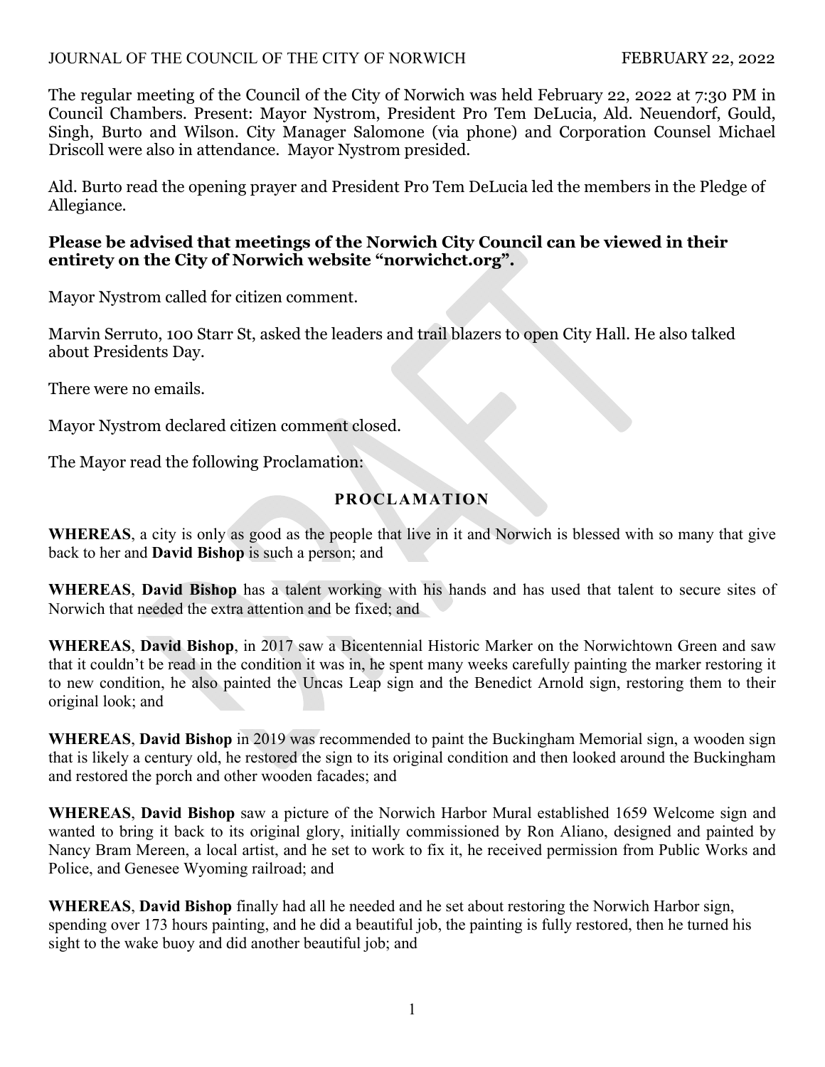The regular meeting of the Council of the City of Norwich was held February 22, 2022 at 7:30 PM in Council Chambers. Present: Mayor Nystrom, President Pro Tem DeLucia, Ald. Neuendorf, Gould, Singh, Burto and Wilson. City Manager Salomone (via phone) and Corporation Counsel Michael Driscoll were also in attendance. Mayor Nystrom presided.

Ald. Burto read the opening prayer and President Pro Tem DeLucia led the members in the Pledge of Allegiance.

**Please be advised that meetings of the Norwich City Council can be viewed in their entirety on the City of Norwich website "norwichct.org".**

Mayor Nystrom called for citizen comment.

Marvin Serruto, 100 Starr St, asked the leaders and trail blazers to open City Hall. He also talked about Presidents Day.

There were no emails.

Mayor Nystrom declared citizen comment closed.

The Mayor read the following Proclamation:

## PROCLAMATION

**WHEREAS**, a city is only as good as the people that live in it and Norwich is blessed with so many that give back to her and **David Bishop** is such a person; and

**WHEREAS**, **David Bishop** has a talent working with his hands and has used that talent to secure sites of Norwich that needed the extra attention and be fixed; and

**WHEREAS**, **David Bishop**, in 2017 saw a Bicentennial Historic Marker on the Norwichtown Green and saw that it couldn't be read in the condition it was in, he spent many weeks carefully painting the marker restoring it to new condition, he also painted the Uncas Leap sign and the Benedict Arnold sign, restoring them to their original look; and

**WHEREAS**, **David Bishop** in 2019 was recommended to paint the Buckingham Memorial sign, a wooden sign that is likely a century old, he restored the sign to its original condition and then looked around the Buckingham and restored the porch and other wooden facades; and

**WHEREAS**, **David Bishop** saw a picture of the Norwich Harbor Mural established 1659 Welcome sign and wanted to bring it back to its original glory, initially commissioned by Ron Aliano, designed and painted by Nancy Bram Mereen, a local artist, and he set to work to fix it, he received permission from Public Works and Police, and Genesee Wyoming railroad; and

**WHEREAS**, **David Bishop** finally had all he needed and he set about restoring the Norwich Harbor sign, spending over 173 hours painting, and he did a beautiful job, the painting is fully restored, then he turned his sight to the wake buoy and did another beautiful job; and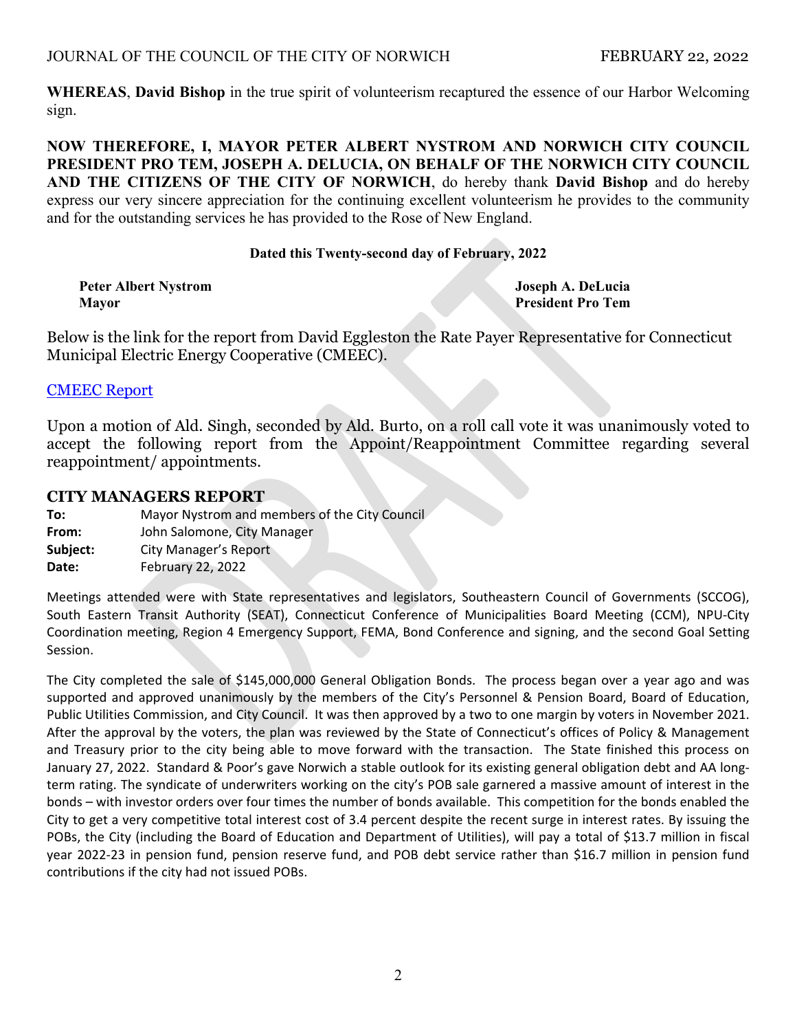**WHEREAS**, **David Bishop** in the true spirit of volunteerism recaptured the essence of our Harbor Welcoming sign.

**NOW THEREFORE, I, MAYOR PETER ALBERT NYSTROM AND NORWICH CITY COUNCIL PRESIDENT PRO TEM, JOSEPH A. DELUCIA, ON BEHALF OF THE NORWICH CITY COUNCIL AND THE CITIZENS OF THE CITY OF NORWICH**, do hereby thank **David Bishop** and do hereby express our very sincere appreciation for the continuing excellent volunteerism he provides to the community and for the outstanding services he has provided to the Rose of New England.

**Dated this Twenty-second day of February, 2022**

**Peter Albert Nystrom**
**Mayor**

**Joseph A. DeLucia**
**President Pro Tem**

Below is the link for the report from David Eggleston the Rate Payer Representative for Connecticut Municipal Electric Energy Cooperative (CMEEC).

CMEEC Report

Upon a motion of Ald. Singh, seconded by Ald. Burto, on a roll call vote it was unanimously voted to accept the following report from the Appoint/Reappointment Committee regarding several reappointment/ appointments.

## CITY MANAGERS REPORT

**To:** Mayor Nystrom and members of the City Council
**From:** John Salomone, City Manager
**Subject:** City Manager's Report
**Date:** February 22, 2022

Meetings attended were with State representatives and legislators, Southeastern Council of Governments (SCCOG), South Eastern Transit Authority (SEAT), Connecticut Conference of Municipalities Board Meeting (CCM), NPU-City Coordination meeting, Region 4 Emergency Support, FEMA, Bond Conference and signing, and the second Goal Setting Session.

The City completed the sale of $145,000,000 General Obligation Bonds. The process began over a year ago and was supported and approved unanimously by the members of the City's Personnel & Pension Board, Board of Education, Public Utilities Commission, and City Council. It was then approved by a two to one margin by voters in November 2021. After the approval by the voters, the plan was reviewed by the State of Connecticut's offices of Policy & Management and Treasury prior to the city being able to move forward with the transaction. The State finished this process on January 27, 2022. Standard & Poor's gave Norwich a stable outlook for its existing general obligation debt and AA long-term rating. The syndicate of underwriters working on the city's POB sale garnered a massive amount of interest in the bonds – with investor orders over four times the number of bonds available. This competition for the bonds enabled the City to get a very competitive total interest cost of 3.4 percent despite the recent surge in interest rates. By issuing the POBs, the City (including the Board of Education and Department of Utilities), will pay a total of $13.7 million in fiscal year 2022-23 in pension fund, pension reserve fund, and POB debt service rather than $16.7 million in pension fund contributions if the city had not issued POBs.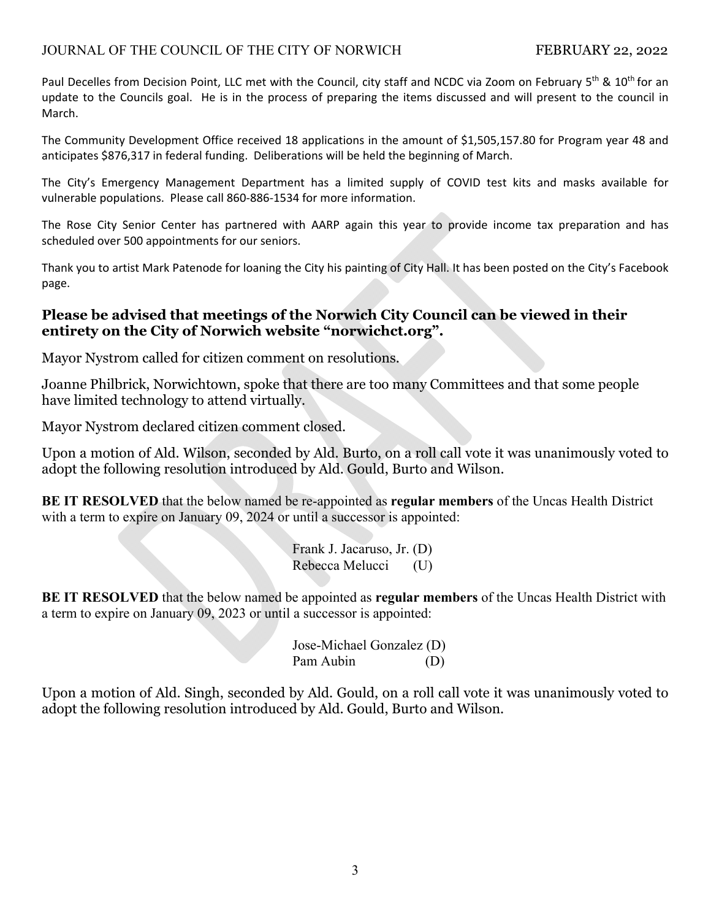Paul Decelles from Decision Point, LLC met with the Council, city staff and NCDC via Zoom on February 5th & 10th for an update to the Councils goal. He is in the process of preparing the items discussed and will present to the council in March.

The Community Development Office received 18 applications in the amount of $1,505,157.80 for Program year 48 and anticipates $876,317 in federal funding. Deliberations will be held the beginning of March.

The City's Emergency Management Department has a limited supply of COVID test kits and masks available for vulnerable populations. Please call 860-886-1534 for more information.

The Rose City Senior Center has partnered with AARP again this year to provide income tax preparation and has scheduled over 500 appointments for our seniors.

Thank you to artist Mark Patenode for loaning the City his painting of City Hall. It has been posted on the City's Facebook page.

**Please be advised that meetings of the Norwich City Council can be viewed in their entirety on the City of Norwich website "norwichct.org".**

Mayor Nystrom called for citizen comment on resolutions.

Joanne Philbrick, Norwichtown, spoke that there are too many Committees and that some people have limited technology to attend virtually.

Mayor Nystrom declared citizen comment closed.

Upon a motion of Ald. Wilson, seconded by Ald. Burto, on a roll call vote it was unanimously voted to adopt the following resolution introduced by Ald. Gould, Burto and Wilson.

**BE IT RESOLVED** that the below named be re-appointed as **regular members** of the Uncas Health District with a term to expire on January 09, 2024 or until a successor is appointed:

Frank J. Jacaruso, Jr. (D)
Rebecca Melucci (U)

**BE IT RESOLVED** that the below named be appointed as **regular members** of the Uncas Health District with a term to expire on January 09, 2023 or until a successor is appointed:

Jose-Michael Gonzalez (D)
Pam Aubin (D)

Upon a motion of Ald. Singh, seconded by Ald. Gould, on a roll call vote it was unanimously voted to adopt the following resolution introduced by Ald. Gould, Burto and Wilson.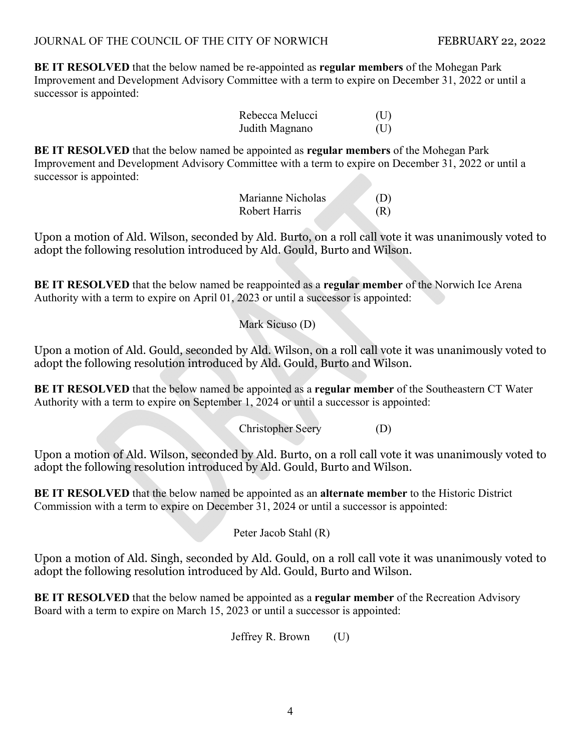**BE IT RESOLVED** that the below named be re-appointed as **regular members** of the Mohegan Park Improvement and Development Advisory Committee with a term to expire on December 31, 2022 or until a successor is appointed:

| | |
|---|---|
| Rebecca Melucci | (U) |
| Judith Magnano | (U) |

**BE IT RESOLVED** that the below named be appointed as **regular members** of the Mohegan Park Improvement and Development Advisory Committee with a term to expire on December 31, 2022 or until a successor is appointed:

| | |
|---|---|
| Marianne Nicholas | (D) |
| Robert Harris | (R) |

Upon a motion of Ald. Wilson, seconded by Ald. Burto, on a roll call vote it was unanimously voted to adopt the following resolution introduced by Ald. Gould, Burto and Wilson.

**BE IT RESOLVED** that the below named be reappointed as a **regular member** of the Norwich Ice Arena Authority with a term to expire on April 01, 2023 or until a successor is appointed:

Mark Sicuso (D)

Upon a motion of Ald. Gould, seconded by Ald. Wilson, on a roll call vote it was unanimously voted to adopt the following resolution introduced by Ald. Gould, Burto and Wilson.

**BE IT RESOLVED** that the below named be appointed as a **regular member** of the Southeastern CT Water Authority with a term to expire on September 1, 2024 or until a successor is appointed:

Christopher Seery (D)

Upon a motion of Ald. Wilson, seconded by Ald. Burto, on a roll call vote it was unanimously voted to adopt the following resolution introduced by Ald. Gould, Burto and Wilson.

**BE IT RESOLVED** that the below named be appointed as an **alternate member** to the Historic District Commission with a term to expire on December 31, 2024 or until a successor is appointed:

Peter Jacob Stahl (R)

Upon a motion of Ald. Singh, seconded by Ald. Gould, on a roll call vote it was unanimously voted to adopt the following resolution introduced by Ald. Gould, Burto and Wilson.

**BE IT RESOLVED** that the below named be appointed as a **regular member** of the Recreation Advisory Board with a term to expire on March 15, 2023 or until a successor is appointed:

Jeffrey R. Brown (U)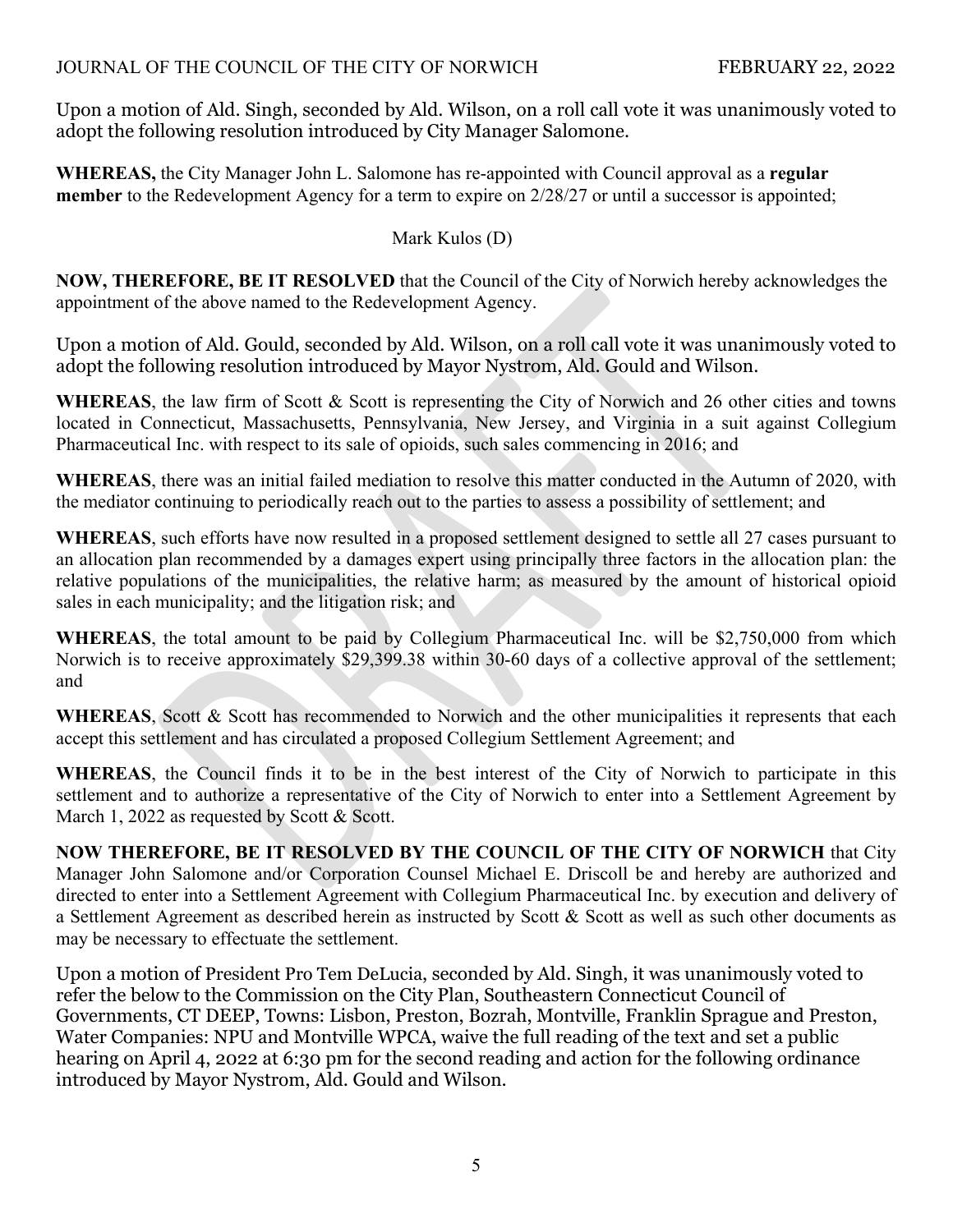Upon a motion of Ald. Singh, seconded by Ald. Wilson, on a roll call vote it was unanimously voted to adopt the following resolution introduced by City Manager Salomone.

**WHEREAS,** the City Manager John L. Salomone has re-appointed with Council approval as a **regular member** to the Redevelopment Agency for a term to expire on 2/28/27 or until a successor is appointed;

Mark Kulos (D)

**NOW, THEREFORE, BE IT RESOLVED** that the Council of the City of Norwich hereby acknowledges the appointment of the above named to the Redevelopment Agency.

Upon a motion of Ald. Gould, seconded by Ald. Wilson, on a roll call vote it was unanimously voted to adopt the following resolution introduced by Mayor Nystrom, Ald. Gould and Wilson.

**WHEREAS**, the law firm of Scott & Scott is representing the City of Norwich and 26 other cities and towns located in Connecticut, Massachusetts, Pennsylvania, New Jersey, and Virginia in a suit against Collegium Pharmaceutical Inc. with respect to its sale of opioids, such sales commencing in 2016; and

**WHEREAS**, there was an initial failed mediation to resolve this matter conducted in the Autumn of 2020, with the mediator continuing to periodically reach out to the parties to assess a possibility of settlement; and

**WHEREAS**, such efforts have now resulted in a proposed settlement designed to settle all 27 cases pursuant to an allocation plan recommended by a damages expert using principally three factors in the allocation plan: the relative populations of the municipalities, the relative harm; as measured by the amount of historical opioid sales in each municipality; and the litigation risk; and

**WHEREAS**, the total amount to be paid by Collegium Pharmaceutical Inc. will be $2,750,000 from which Norwich is to receive approximately $29,399.38 within 30-60 days of a collective approval of the settlement; and

**WHEREAS**, Scott & Scott has recommended to Norwich and the other municipalities it represents that each accept this settlement and has circulated a proposed Collegium Settlement Agreement; and

**WHEREAS**, the Council finds it to be in the best interest of the City of Norwich to participate in this settlement and to authorize a representative of the City of Norwich to enter into a Settlement Agreement by March 1, 2022 as requested by Scott & Scott.

**NOW THEREFORE, BE IT RESOLVED BY THE COUNCIL OF THE CITY OF NORWICH** that City Manager John Salomone and/or Corporation Counsel Michael E. Driscoll be and hereby are authorized and directed to enter into a Settlement Agreement with Collegium Pharmaceutical Inc. by execution and delivery of a Settlement Agreement as described herein as instructed by Scott & Scott as well as such other documents as may be necessary to effectuate the settlement.

Upon a motion of President Pro Tem DeLucia, seconded by Ald. Singh, it was unanimously voted to refer the below to the Commission on the City Plan, Southeastern Connecticut Council of Governments, CT DEEP, Towns: Lisbon, Preston, Bozrah, Montville, Franklin Sprague and Preston, Water Companies: NPU and Montville WPCA, waive the full reading of the text and set a public hearing on April 4, 2022 at 6:30 pm for the second reading and action for the following ordinance introduced by Mayor Nystrom, Ald. Gould and Wilson.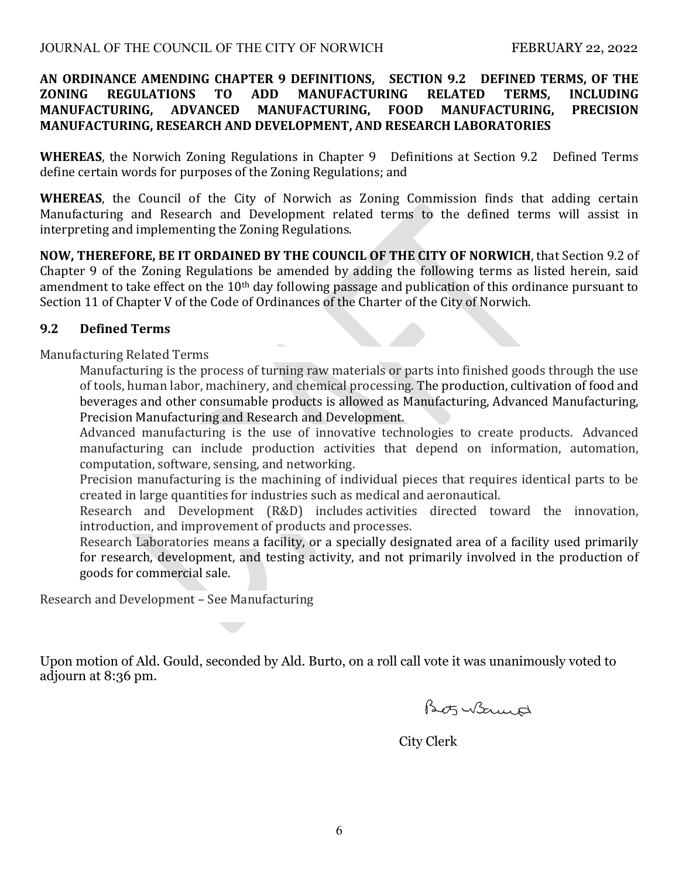**AN ORDINANCE AMENDING CHAPTER 9 DEFINITIONS, SECTION 9.2 DEFINED TERMS, OF THE ZONING REGULATIONS TO ADD MANUFACTURING RELATED TERMS, INCLUDING MANUFACTURING, ADVANCED MANUFACTURING, FOOD MANUFACTURING, PRECISION MANUFACTURING, RESEARCH AND DEVELOPMENT, AND RESEARCH LABORATORIES**

**WHEREAS**, the Norwich Zoning Regulations in Chapter 9 Definitions at Section 9.2 Defined Terms define certain words for purposes of the Zoning Regulations; and

**WHEREAS**, the Council of the City of Norwich as Zoning Commission finds that adding certain Manufacturing and Research and Development related terms to the defined terms will assist in interpreting and implementing the Zoning Regulations.

**NOW, THEREFORE, BE IT ORDAINED BY THE COUNCIL OF THE CITY OF NORWICH**, that Section 9.2 of Chapter 9 of the Zoning Regulations be amended by adding the following terms as listed herein, said amendment to take effect on the 10th day following passage and publication of this ordinance pursuant to Section 11 of Chapter V of the Code of Ordinances of the Charter of the City of Norwich.

### 9.2 Defined Terms

Manufacturing Related Terms

> Manufacturing is the process of turning raw materials or parts into finished goods through the use of tools, human labor, machinery, and chemical processing. The production, cultivation of food and beverages and other consumable products is allowed as Manufacturing, Advanced Manufacturing, Precision Manufacturing and Research and Development.
>
> Advanced manufacturing is the use of innovative technologies to create products. Advanced manufacturing can include production activities that depend on information, automation, computation, software, sensing, and networking.
>
> Precision manufacturing is the machining of individual pieces that requires identical parts to be created in large quantities for industries such as medical and aeronautical.
>
> Research and Development (R&D) includes activities directed toward the innovation, introduction, and improvement of products and processes.
>
> Research Laboratories means a facility, or a specially designated area of a facility used primarily for research, development, and testing activity, and not primarily involved in the production of goods for commercial sale.

Research and Development – See Manufacturing

Upon motion of Ald. Gould, seconded by Ald. Burto, on a roll call vote it was unanimously voted to adjourn at 8:36 pm.

City Clerk